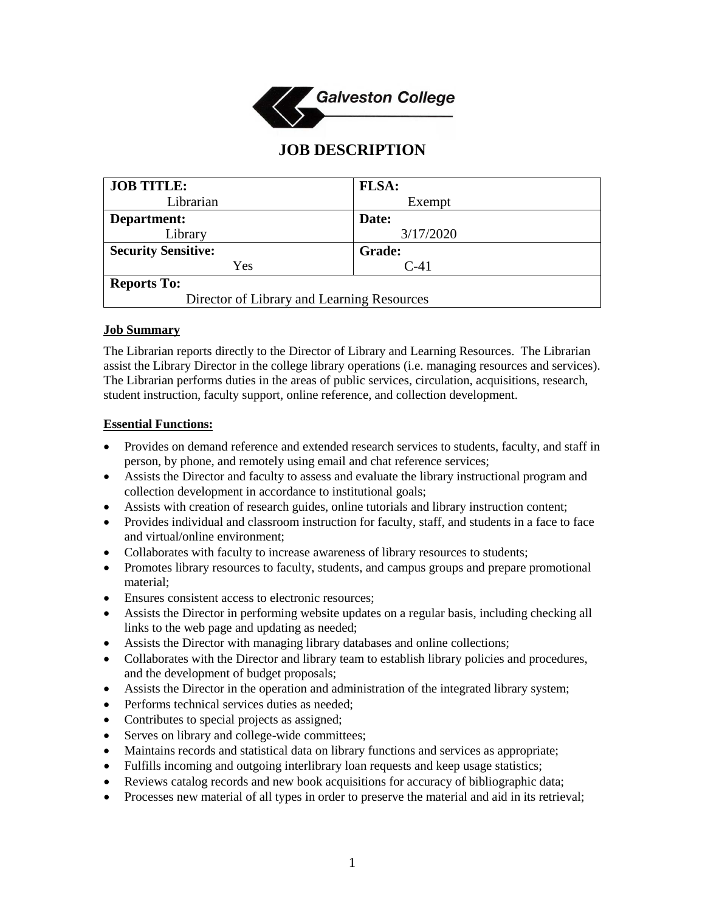Galveston College

# JOB DESCRIPTION

| JOB TITLE: Librarian | FLSA: Exempt |
|---|---|
| **Department:** Library | **Date:** 3/17/2020 |
| **Security Sensitive:** Yes | **Grade:** C-41 |
| **Reports To:** Director of Library and Learning Resources | |

**Job Summary**

The Librarian reports directly to the Director of Library and Learning Resources. The Librarian assist the Library Director in the college library operations (i.e. managing resources and services). The Librarian performs duties in the areas of public services, circulation, acquisitions, research, student instruction, faculty support, online reference, and collection development.

**Essential Functions:**

- Provides on demand reference and extended research services to students, faculty, and staff in person, by phone, and remotely using email and chat reference services;
- Assists the Director and faculty to assess and evaluate the library instructional program and collection development in accordance to institutional goals;
- Assists with creation of research guides, online tutorials and library instruction content;
- Provides individual and classroom instruction for faculty, staff, and students in a face to face and virtual/online environment;
- Collaborates with faculty to increase awareness of library resources to students;
- Promotes library resources to faculty, students, and campus groups and prepare promotional material;
- Ensures consistent access to electronic resources;
- Assists the Director in performing website updates on a regular basis, including checking all links to the web page and updating as needed;
- Assists the Director with managing library databases and online collections;
- Collaborates with the Director and library team to establish library policies and procedures, and the development of budget proposals;
- Assists the Director in the operation and administration of the integrated library system;
- Performs technical services duties as needed;
- Contributes to special projects as assigned;
- Serves on library and college-wide committees;
- Maintains records and statistical data on library functions and services as appropriate;
- Fulfills incoming and outgoing interlibrary loan requests and keep usage statistics;
- Reviews catalog records and new book acquisitions for accuracy of bibliographic data;
- Processes new material of all types in order to preserve the material and aid in its retrieval;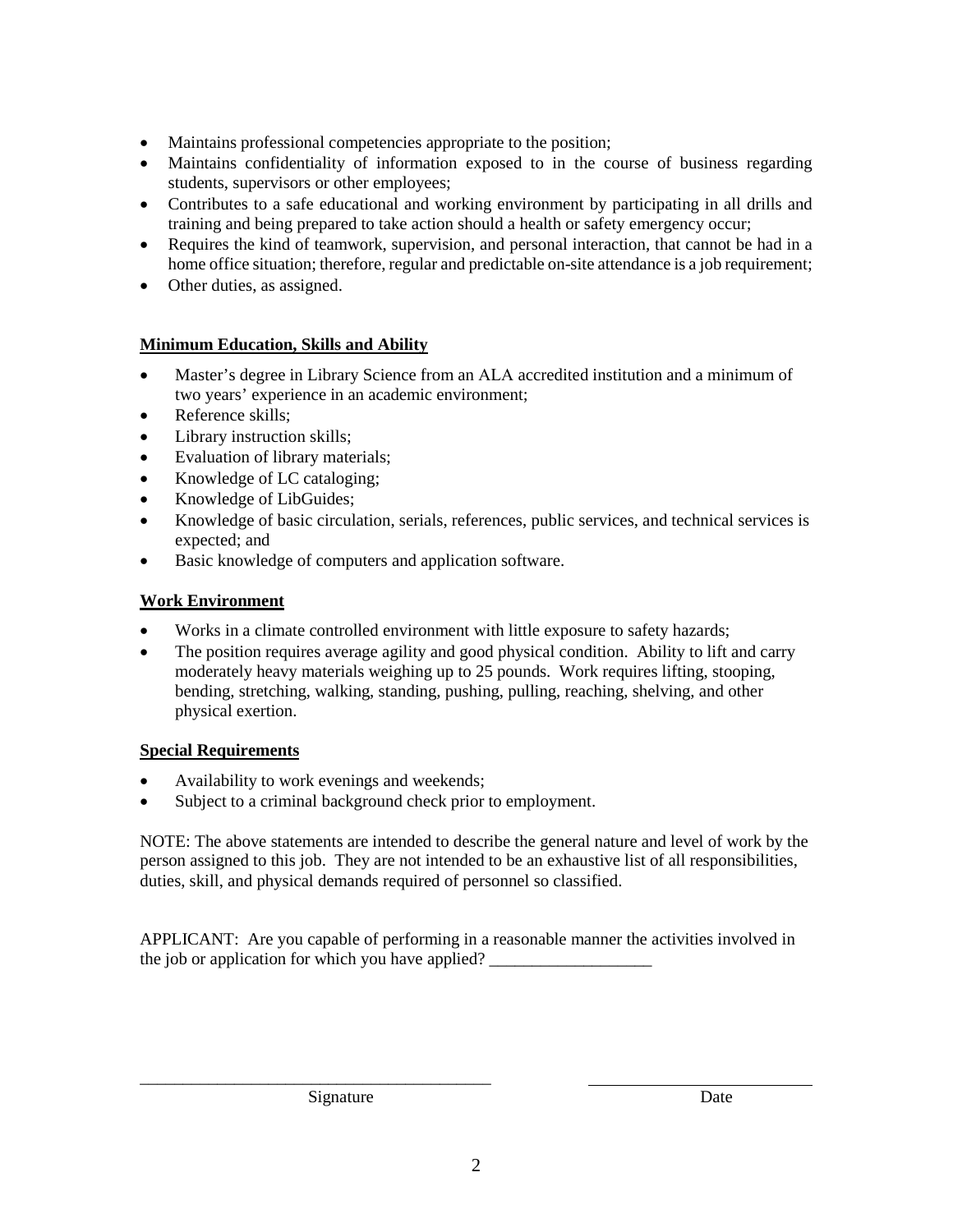- Maintains professional competencies appropriate to the position;
- Maintains confidentiality of information exposed to in the course of business regarding students, supervisors or other employees;
- Contributes to a safe educational and working environment by participating in all drills and training and being prepared to take action should a health or safety emergency occur;
- Requires the kind of teamwork, supervision, and personal interaction, that cannot be had in a home office situation; therefore, regular and predictable on-site attendance is a job requirement;
- Other duties, as assigned.

**Minimum Education, Skills and Ability**

- Master's degree in Library Science from an ALA accredited institution and a minimum of two years' experience in an academic environment;
- Reference skills;
- Library instruction skills;
- Evaluation of library materials;
- Knowledge of LC cataloging;
- Knowledge of LibGuides;
- Knowledge of basic circulation, serials, references, public services, and technical services is expected; and
- Basic knowledge of computers and application software.

**Work Environment**

- Works in a climate controlled environment with little exposure to safety hazards;
- The position requires average agility and good physical condition. Ability to lift and carry moderately heavy materials weighing up to 25 pounds. Work requires lifting, stooping, bending, stretching, walking, standing, pushing, pulling, reaching, shelving, and other physical exertion.

**Special Requirements**

- Availability to work evenings and weekends;
- Subject to a criminal background check prior to employment.

NOTE: The above statements are intended to describe the general nature and level of work by the person assigned to this job. They are not intended to be an exhaustive list of all responsibilities, duties, skill, and physical demands required of personnel so classified.

APPLICANT: Are you capable of performing in a reasonable manner the activities involved in the job or application for which you have applied? ___________________

_________________________________________ ___________________________

Signature Date